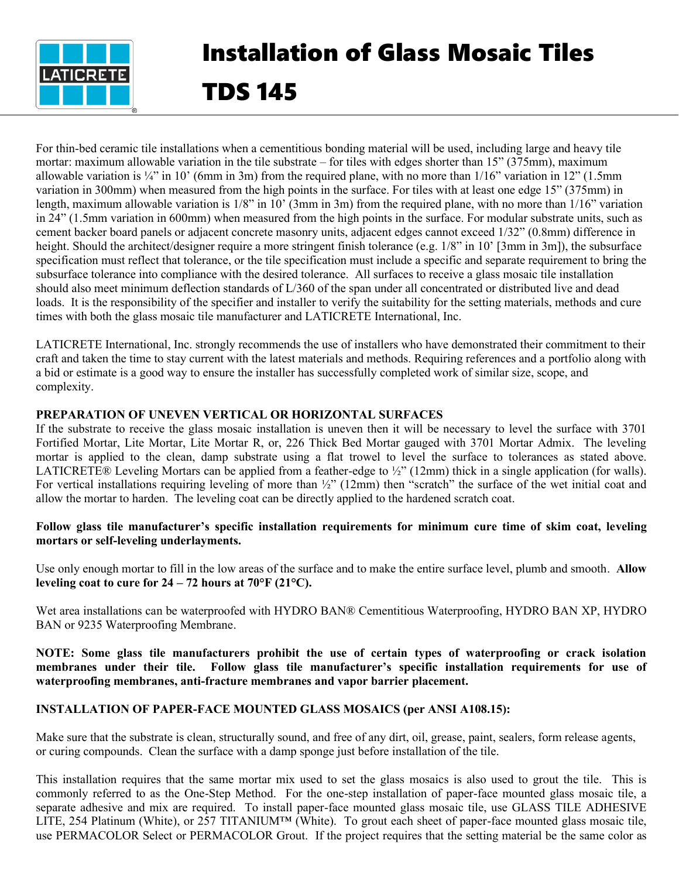# Installation of Glass Mosaic Tiles

# TDS 145

For thin-bed ceramic tile installations when a cementitious bonding material will be used, including large and heavy tile mortar: maximum allowable variation in the tile substrate – for tiles with edges shorter than 15" (375mm), maximum allowable variation is ¼" in 10' (6mm in 3m) from the required plane, with no more than 1/16" variation in 12" (1.5mm variation in 300mm) when measured from the high points in the surface. For tiles with at least one edge 15" (375mm) in length, maximum allowable variation is 1/8" in 10' (3mm in 3m) from the required plane, with no more than 1/16" variation in 24" (1.5mm variation in 600mm) when measured from the high points in the surface. For modular substrate units, such as cement backer board panels or adjacent concrete masonry units, adjacent edges cannot exceed 1/32" (0.8mm) difference in height. Should the architect/designer require a more stringent finish tolerance (e.g. 1/8" in 10' [3mm in 3m]), the subsurface specification must reflect that tolerance, or the tile specification must include a specific and separate requirement to bring the subsurface tolerance into compliance with the desired tolerance. All surfaces to receive a glass mosaic tile installation should also meet minimum deflection standards of L/360 of the span under all concentrated or distributed live and dead loads. It is the responsibility of the specifier and installer to verify the suitability for the setting materials, methods and cure times with both the glass mosaic tile manufacturer and LATICRETE International, Inc.

LATICRETE International, Inc. strongly recommends the use of installers who have demonstrated their commitment to their craft and taken the time to stay current with the latest materials and methods. Requiring references and a portfolio along with a bid or estimate is a good way to ensure the installer has successfully completed work of similar size, scope, and complexity.

**PREPARATION OF UNEVEN VERTICAL OR HORIZONTAL SURFACES**

If the substrate to receive the glass mosaic installation is uneven then it will be necessary to level the surface with 3701 Fortified Mortar, Lite Mortar, Lite Mortar R, or, 226 Thick Bed Mortar gauged with 3701 Mortar Admix. The leveling mortar is applied to the clean, damp substrate using a flat trowel to level the surface to tolerances as stated above. LATICRETE® Leveling Mortars can be applied from a feather-edge to ½" (12mm) thick in a single application (for walls). For vertical installations requiring leveling of more than ½" (12mm) then "scratch" the surface of the wet initial coat and allow the mortar to harden. The leveling coat can be directly applied to the hardened scratch coat.

**Follow glass tile manufacturer's specific installation requirements for minimum cure time of skim coat, leveling mortars or self-leveling underlayments.**

Use only enough mortar to fill in the low areas of the surface and to make the entire surface level, plumb and smooth. **Allow leveling coat to cure for 24 – 72 hours at 70°F (21°C).**

Wet area installations can be waterproofed with HYDRO BAN® Cementitious Waterproofing, HYDRO BAN XP, HYDRO BAN or 9235 Waterproofing Membrane.

**NOTE: Some glass tile manufacturers prohibit the use of certain types of waterproofing or crack isolation membranes under their tile. Follow glass tile manufacturer's specific installation requirements for use of waterproofing membranes, anti-fracture membranes and vapor barrier placement.**

**INSTALLATION OF PAPER-FACE MOUNTED GLASS MOSAICS (per ANSI A108.15):**

Make sure that the substrate is clean, structurally sound, and free of any dirt, oil, grease, paint, sealers, form release agents, or curing compounds. Clean the surface with a damp sponge just before installation of the tile.

This installation requires that the same mortar mix used to set the glass mosaics is also used to grout the tile. This is commonly referred to as the One-Step Method. For the one-step installation of paper-face mounted glass mosaic tile, a separate adhesive and mix are required. To install paper-face mounted glass mosaic tile, use GLASS TILE ADHESIVE LITE, 254 Platinum (White), or 257 TITANIUM™ (White). To grout each sheet of paper-face mounted glass mosaic tile, use PERMACOLOR Select or PERMACOLOR Grout. If the project requires that the setting material be the same color as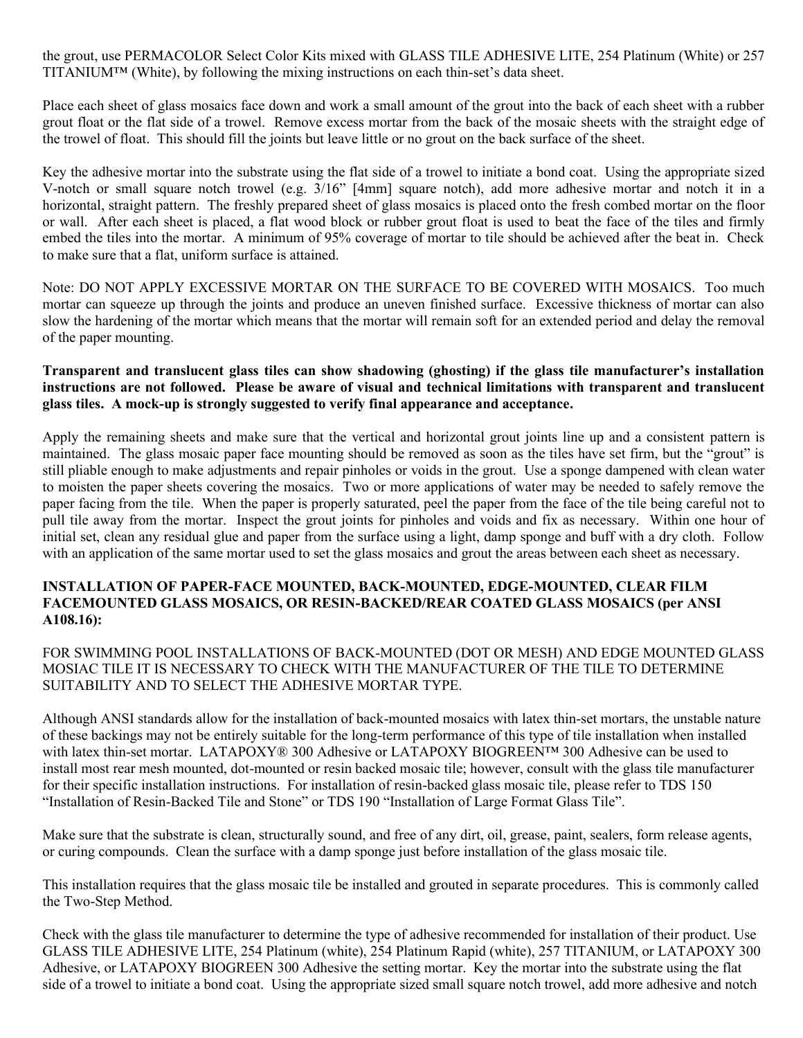the grout, use PERMACOLOR Select Color Kits mixed with GLASS TILE ADHESIVE LITE, 254 Platinum (White) or 257 TITANIUM™ (White), by following the mixing instructions on each thin-set's data sheet.

Place each sheet of glass mosaics face down and work a small amount of the grout into the back of each sheet with a rubber grout float or the flat side of a trowel. Remove excess mortar from the back of the mosaic sheets with the straight edge of the trowel of float. This should fill the joints but leave little or no grout on the back surface of the sheet.

Key the adhesive mortar into the substrate using the flat side of a trowel to initiate a bond coat. Using the appropriate sized V-notch or small square notch trowel (e.g. 3/16" [4mm] square notch), add more adhesive mortar and notch it in a horizontal, straight pattern. The freshly prepared sheet of glass mosaics is placed onto the fresh combed mortar on the floor or wall. After each sheet is placed, a flat wood block or rubber grout float is used to beat the face of the tiles and firmly embed the tiles into the mortar. A minimum of 95% coverage of mortar to tile should be achieved after the beat in. Check to make sure that a flat, uniform surface is attained.

Note: DO NOT APPLY EXCESSIVE MORTAR ON THE SURFACE TO BE COVERED WITH MOSAICS. Too much mortar can squeeze up through the joints and produce an uneven finished surface. Excessive thickness of mortar can also slow the hardening of the mortar which means that the mortar will remain soft for an extended period and delay the removal of the paper mounting.

**Transparent and translucent glass tiles can show shadowing (ghosting) if the glass tile manufacturer's installation instructions are not followed. Please be aware of visual and technical limitations with transparent and translucent glass tiles. A mock-up is strongly suggested to verify final appearance and acceptance.**

Apply the remaining sheets and make sure that the vertical and horizontal grout joints line up and a consistent pattern is maintained. The glass mosaic paper face mounting should be removed as soon as the tiles have set firm, but the "grout" is still pliable enough to make adjustments and repair pinholes or voids in the grout. Use a sponge dampened with clean water to moisten the paper sheets covering the mosaics. Two or more applications of water may be needed to safely remove the paper facing from the tile. When the paper is properly saturated, peel the paper from the face of the tile being careful not to pull tile away from the mortar. Inspect the grout joints for pinholes and voids and fix as necessary. Within one hour of initial set, clean any residual glue and paper from the surface using a light, damp sponge and buff with a dry cloth. Follow with an application of the same mortar used to set the glass mosaics and grout the areas between each sheet as necessary.

**INSTALLATION OF PAPER-FACE MOUNTED, BACK-MOUNTED, EDGE-MOUNTED, CLEAR FILM FACEMOUNTED GLASS MOSAICS, OR RESIN-BACKED/REAR COATED GLASS MOSAICS (per ANSI A108.16):**

FOR SWIMMING POOL INSTALLATIONS OF BACK-MOUNTED (DOT OR MESH) AND EDGE MOUNTED GLASS MOSIAC TILE IT IS NECESSARY TO CHECK WITH THE MANUFACTURER OF THE TILE TO DETERMINE SUITABILITY AND TO SELECT THE ADHESIVE MORTAR TYPE.

Although ANSI standards allow for the installation of back-mounted mosaics with latex thin-set mortars, the unstable nature of these backings may not be entirely suitable for the long-term performance of this type of tile installation when installed with latex thin-set mortar. LATAPOXY® 300 Adhesive or LATAPOXY BIOGREEN™ 300 Adhesive can be used to install most rear mesh mounted, dot-mounted or resin backed mosaic tile; however, consult with the glass tile manufacturer for their specific installation instructions. For installation of resin-backed glass mosaic tile, please refer to TDS 150 "Installation of Resin-Backed Tile and Stone" or TDS 190 "Installation of Large Format Glass Tile".

Make sure that the substrate is clean, structurally sound, and free of any dirt, oil, grease, paint, sealers, form release agents, or curing compounds. Clean the surface with a damp sponge just before installation of the glass mosaic tile.

This installation requires that the glass mosaic tile be installed and grouted in separate procedures. This is commonly called the Two-Step Method.

Check with the glass tile manufacturer to determine the type of adhesive recommended for installation of their product. Use GLASS TILE ADHESIVE LITE, 254 Platinum (white), 254 Platinum Rapid (white), 257 TITANIUM, or LATAPOXY 300 Adhesive, or LATAPOXY BIOGREEN 300 Adhesive the setting mortar. Key the mortar into the substrate using the flat side of a trowel to initiate a bond coat. Using the appropriate sized small square notch trowel, add more adhesive and notch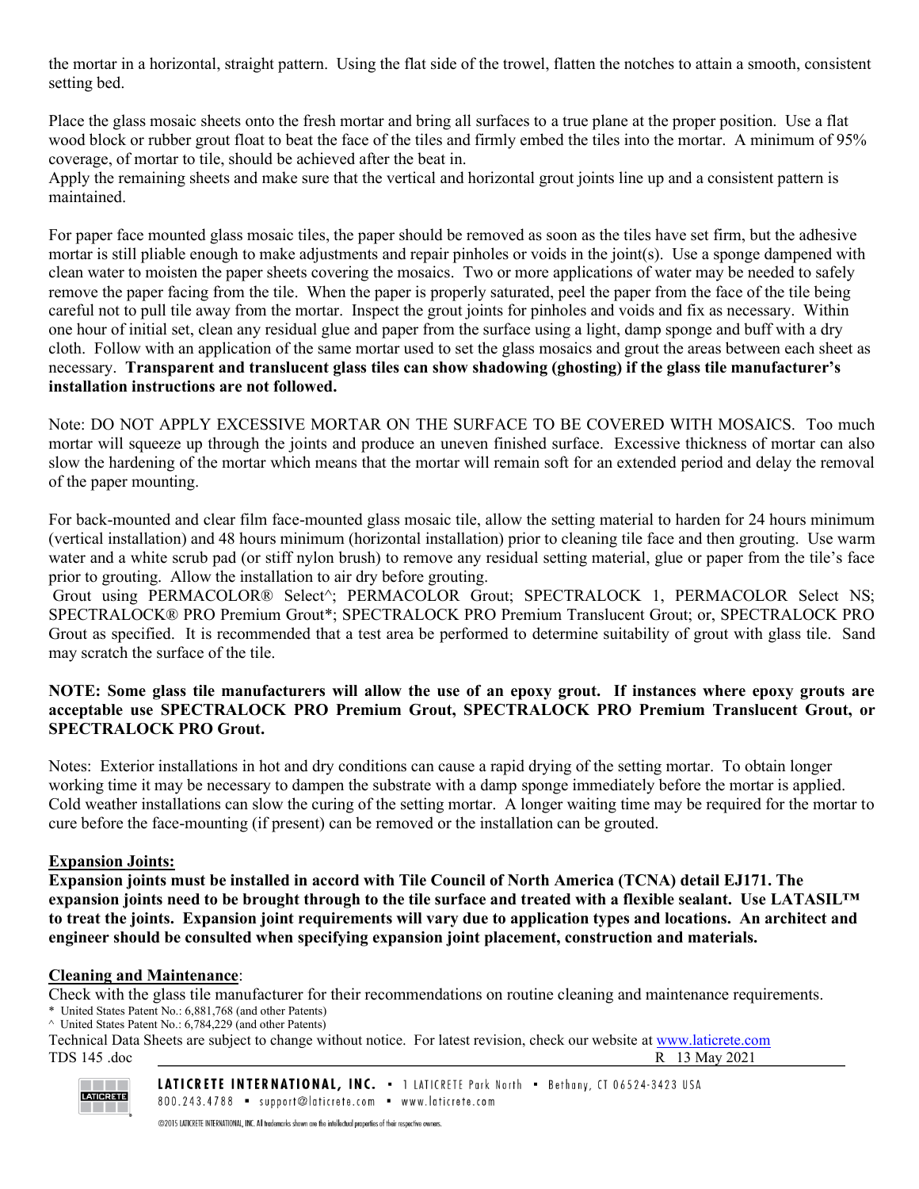the mortar in a horizontal, straight pattern. Using the flat side of the trowel, flatten the notches to attain a smooth, consistent setting bed.

Place the glass mosaic sheets onto the fresh mortar and bring all surfaces to a true plane at the proper position. Use a flat wood block or rubber grout float to beat the face of the tiles and firmly embed the tiles into the mortar. A minimum of 95% coverage, of mortar to tile, should be achieved after the beat in.
Apply the remaining sheets and make sure that the vertical and horizontal grout joints line up and a consistent pattern is maintained.

For paper face mounted glass mosaic tiles, the paper should be removed as soon as the tiles have set firm, but the adhesive mortar is still pliable enough to make adjustments and repair pinholes or voids in the joint(s). Use a sponge dampened with clean water to moisten the paper sheets covering the mosaics. Two or more applications of water may be needed to safely remove the paper facing from the tile. When the paper is properly saturated, peel the paper from the face of the tile being careful not to pull tile away from the mortar. Inspect the grout joints for pinholes and voids and fix as necessary. Within one hour of initial set, clean any residual glue and paper from the surface using a light, damp sponge and buff with a dry cloth. Follow with an application of the same mortar used to set the glass mosaics and grout the areas between each sheet as necessary. **Transparent and translucent glass tiles can show shadowing (ghosting) if the glass tile manufacturer's installation instructions are not followed.**

Note: DO NOT APPLY EXCESSIVE MORTAR ON THE SURFACE TO BE COVERED WITH MOSAICS. Too much mortar will squeeze up through the joints and produce an uneven finished surface. Excessive thickness of mortar can also slow the hardening of the mortar which means that the mortar will remain soft for an extended period and delay the removal of the paper mounting.

For back-mounted and clear film face-mounted glass mosaic tile, allow the setting material to harden for 24 hours minimum (vertical installation) and 48 hours minimum (horizontal installation) prior to cleaning tile face and then grouting. Use warm water and a white scrub pad (or stiff nylon brush) to remove any residual setting material, glue or paper from the tile's face prior to grouting. Allow the installation to air dry before grouting.
Grout using PERMACOLOR® Select^; PERMACOLOR Grout; SPECTRALOCK 1, PERMACOLOR Select NS; SPECTRALOCK® PRO Premium Grout*; SPECTRALOCK PRO Premium Translucent Grout; or, SPECTRALOCK PRO Grout as specified. It is recommended that a test area be performed to determine suitability of grout with glass tile. Sand may scratch the surface of the tile.

**NOTE: Some glass tile manufacturers will allow the use of an epoxy grout. If instances where epoxy grouts are acceptable use SPECTRALOCK PRO Premium Grout, SPECTRALOCK PRO Premium Translucent Grout, or SPECTRALOCK PRO Grout.**

Notes: Exterior installations in hot and dry conditions can cause a rapid drying of the setting mortar. To obtain longer working time it may be necessary to dampen the substrate with a damp sponge immediately before the mortar is applied. Cold weather installations can slow the curing of the setting mortar. A longer waiting time may be required for the mortar to cure before the face-mounting (if present) can be removed or the installation can be grouted.

**Expansion Joints:**

**Expansion joints must be installed in accord with Tile Council of North America (TCNA) detail EJ171. The expansion joints need to be brought through to the tile surface and treated with a flexible sealant. Use LATASIL™ to treat the joints. Expansion joint requirements will vary due to application types and locations. An architect and engineer should be consulted when specifying expansion joint placement, construction and materials.**

**Cleaning and Maintenance**:

Check with the glass tile manufacturer for their recommendations on routine cleaning and maintenance requirements.

\* United States Patent No.: 6,881,768 (and other Patents)
^ United States Patent No.: 6,784,229 (and other Patents)

Technical Data Sheets are subject to change without notice. For latest revision, check our website at www.laticrete.com

TDS 145 .doc R 13 May 2021

LATICRETE INTERNATIONAL, INC. ▪ 1 LATICRETE Park North ▪ Bethany, CT 06524-3423 USA
800.243.4788 ▪ support@laticrete.com ▪ www.laticrete.com

©2015 LATICRETE INTERNATIONAL, INC. All trademarks shown are the intellectual properties of their respective owners.